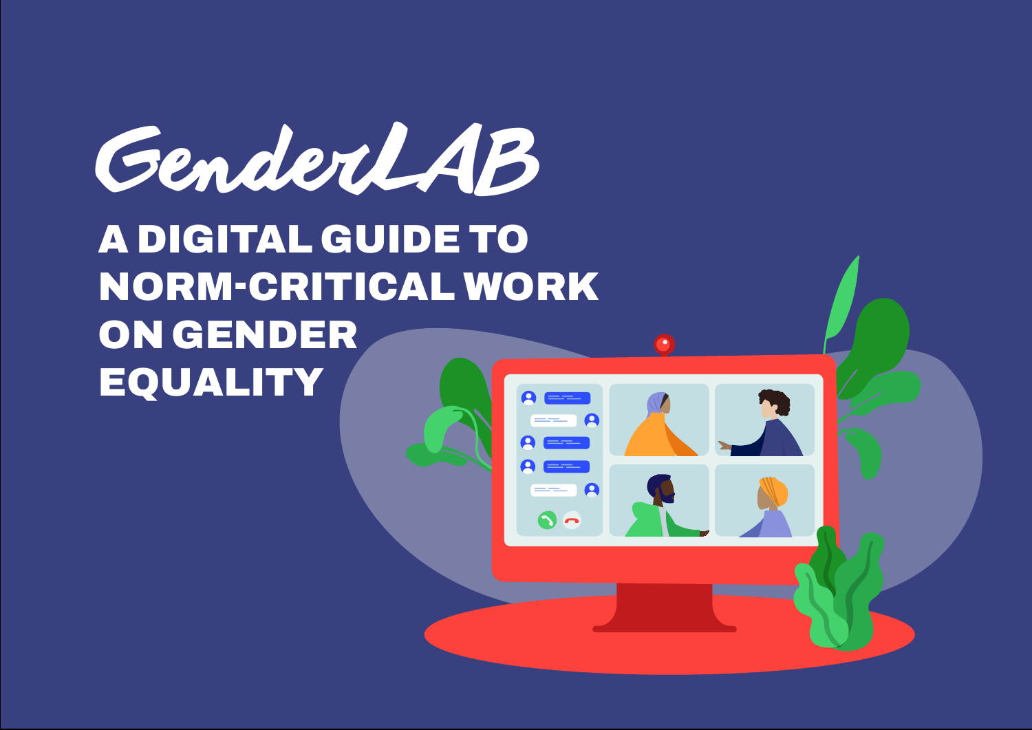# GenderLAB

## A DIGITAL GUIDE TO NORM-CRITICAL WORK ON GENDER EQUALITY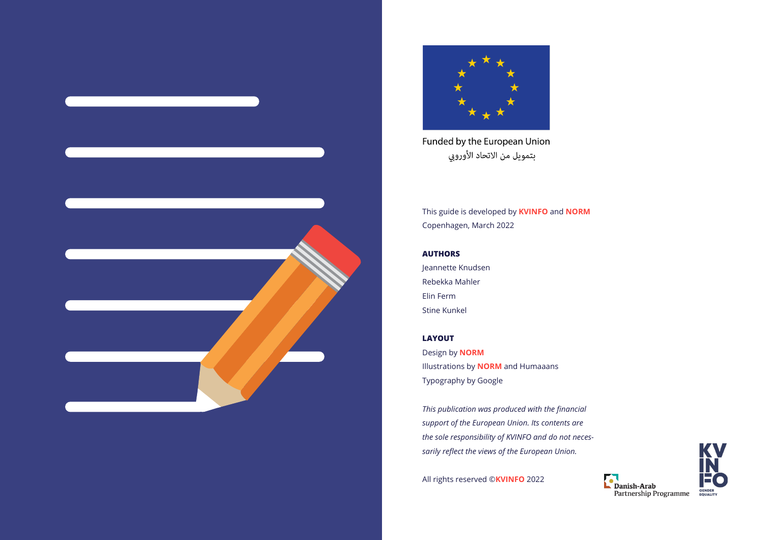Funded by the European Union

بتمويل من الاتحاد الأوروبي

This guide is developed by **KVINFO** and **NORM**
Copenhagen, March 2022

**AUTHORS**

Jeannette Knudsen
Rebekka Mahler
Elin Ferm
Stine Kunkel

**LAYOUT**

Design by **NORM**
Illustrations by **NORM** and Humaaans
Typography by Google

*This publication was produced with the financial support of the European Union. Its contents are the sole responsibility of KVINFO and do not necessarily reflect the views of the European Union.*

All rights reserved ©**KVINFO** 2022

Danish-Arab Partnership Programme

KVINFO GENDER EQUALITY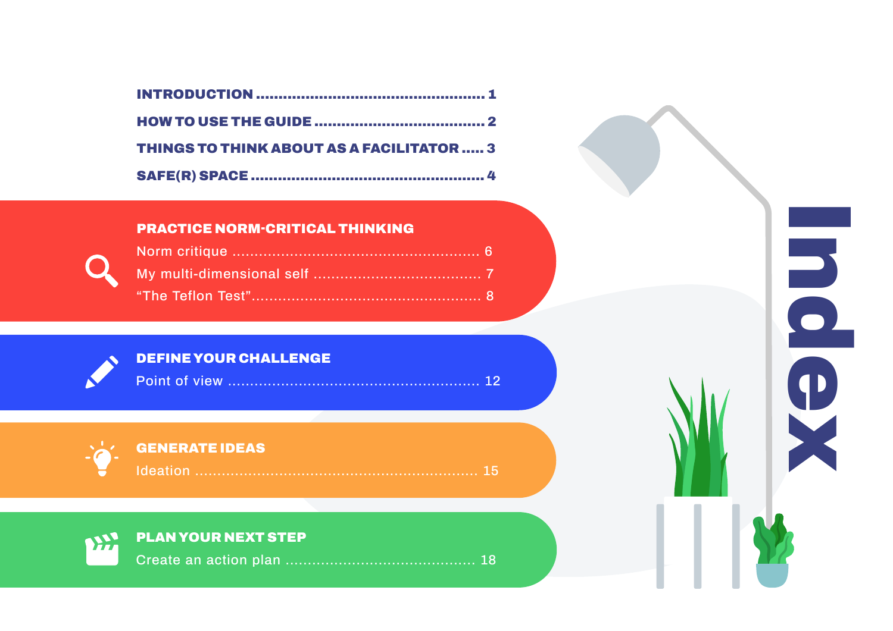# Index

INTRODUCTION ........................................................ 1

HOW TO USE THE GUIDE ........................................ 2

THINGS TO THINK ABOUT AS A FACILITATOR ..... 3

SAFE(R) SPACE ....................................................... 4

## PRACTICE NORM-CRITICAL THINKING

Norm critique ....................................................... 6

My multi-dimensional self ....................................... 7

"The Teflon Test"................................................... 8

## DEFINE YOUR CHALLENGE

Point of view ........................................................ 12

## GENERATE IDEAS

Ideation ............................................................... 15

## PLAN YOUR NEXT STEP

Create an action plan ........................................... 18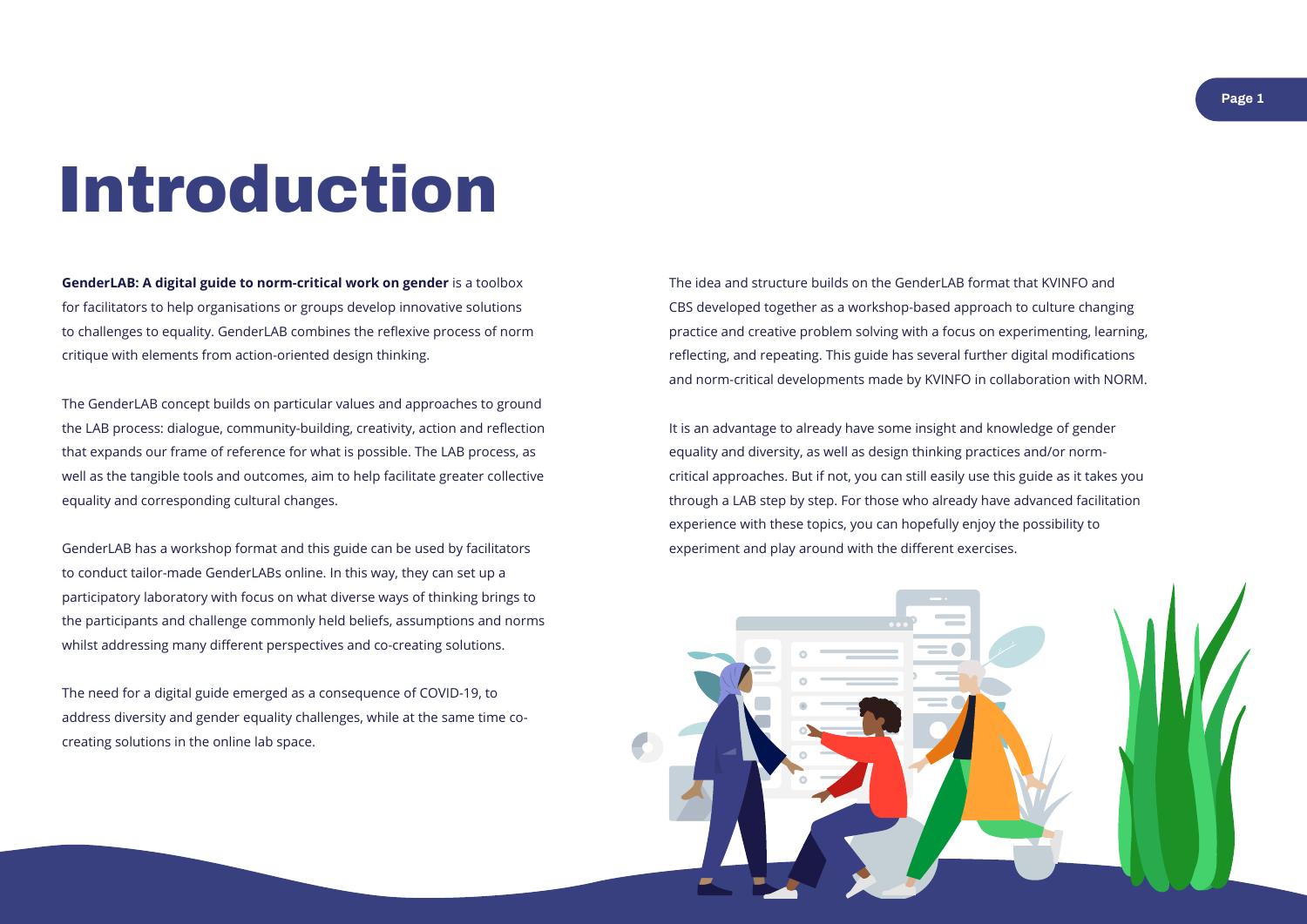# Introduction

**GenderLAB: A digital guide to norm-critical work on gender** is a toolbox for facilitators to help organisations or groups develop innovative solutions to challenges to equality. GenderLAB combines the reflexive process of norm critique with elements from action-oriented design thinking.

The GenderLAB concept builds on particular values and approaches to ground the LAB process: dialogue, community-building, creativity, action and reflection that expands our frame of reference for what is possible. The LAB process, as well as the tangible tools and outcomes, aim to help facilitate greater collective equality and corresponding cultural changes.

GenderLAB has a workshop format and this guide can be used by facilitators to conduct tailor-made GenderLABs online. In this way, they can set up a participatory laboratory with focus on what diverse ways of thinking brings to the participants and challenge commonly held beliefs, assumptions and norms whilst addressing many different perspectives and co-creating solutions.

The need for a digital guide emerged as a consequence of COVID-19, to address diversity and gender equality challenges, while at the same time co-creating solutions in the online lab space.

The idea and structure builds on the GenderLAB format that KVINFO and CBS developed together as a workshop-based approach to culture changing practice and creative problem solving with a focus on experimenting, learning, reflecting, and repeating. This guide has several further digital modifications and norm-critical developments made by KVINFO in collaboration with NORM.

It is an advantage to already have some insight and knowledge of gender equality and diversity, as well as design thinking practices and/or norm-critical approaches. But if not, you can still easily use this guide as it takes you through a LAB step by step. For those who already have advanced facilitation experience with these topics, you can hopefully enjoy the possibility to experiment and play around with the different exercises.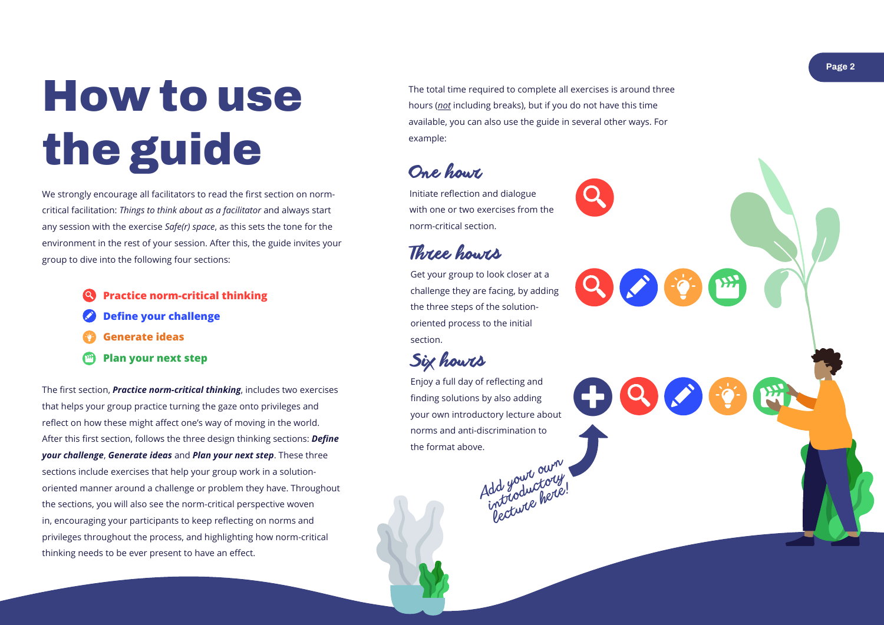# How to use the guide

We strongly encourage all facilitators to read the first section on norm-critical facilitation: *Things to think about as a facilitator* and always start any session with the exercise *Safe(r) space*, as this sets the tone for the environment in the rest of your session. After this, the guide invites your group to dive into the following four sections:

- **Practice norm-critical thinking**
- **Define your challenge**
- **Generate ideas**
- **Plan your next step**

The first section, ***Practice norm-critical thinking***, includes two exercises that helps your group practice turning the gaze onto privileges and reflect on how these might affect one's way of moving in the world. After this first section, follows the three design thinking sections: ***Define your challenge***, ***Generate ideas*** and ***Plan your next step***. These three sections include exercises that help your group work in a solution-oriented manner around a challenge or problem they have. Throughout the sections, you will also see the norm-critical perspective woven in, encouraging your participants to keep reflecting on norms and privileges throughout the process, and highlighting how norm-critical thinking needs to be ever present to have an effect.

The total time required to complete all exercises is around three hours (*not* including breaks), but if you do not have this time available, you can also use the guide in several other ways. For example:

## One hour

Initiate reflection and dialogue with one or two exercises from the norm-critical section.

## Three hours

Get your group to look closer at a challenge they are facing, by adding the three steps of the solution-oriented process to the initial section.

## Six hours

Enjoy a full day of reflecting and finding solutions by also adding your own introductory lecture about norms and anti-discrimination to the format above.

Add your own introductory lecture here!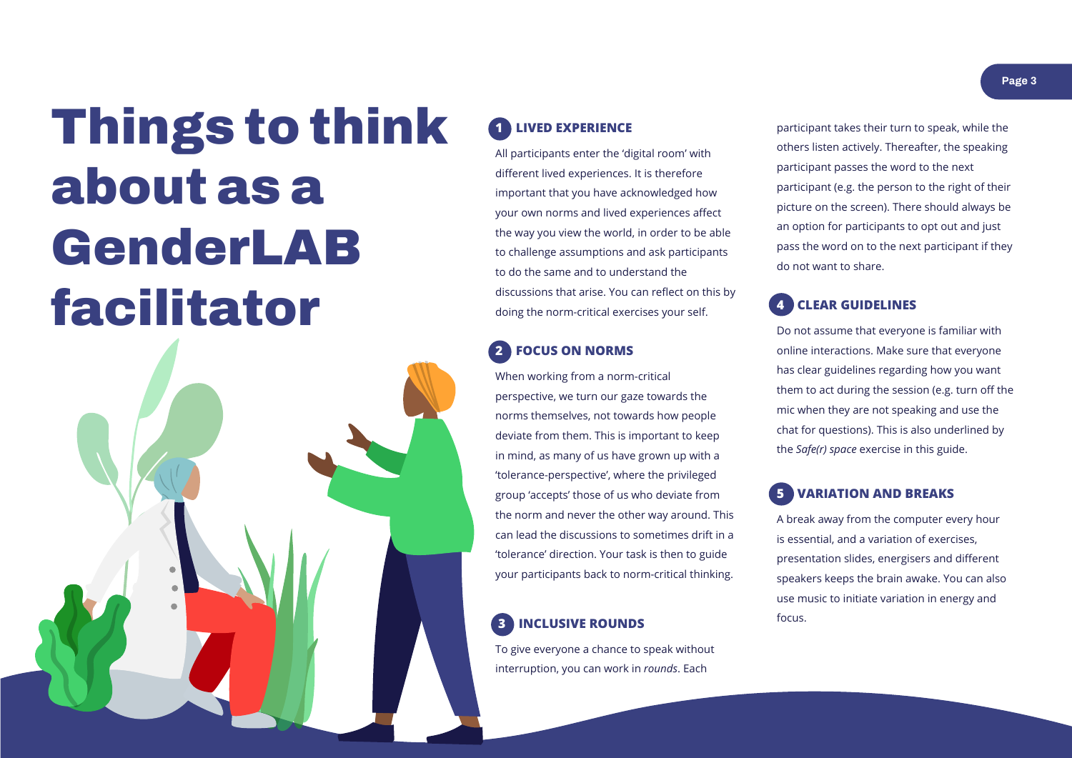# Things to think about as a GenderLAB facilitator

## 1 LIVED EXPERIENCE

All participants enter the 'digital room' with different lived experiences. It is therefore important that you have acknowledged how your own norms and lived experiences affect the way you view the world, in order to be able to challenge assumptions and ask participants to do the same and to understand the discussions that arise. You can reflect on this by doing the norm-critical exercises your self.

## 2 FOCUS ON NORMS

When working from a norm-critical perspective, we turn our gaze towards the norms themselves, not towards how people deviate from them. This is important to keep in mind, as many of us have grown up with a 'tolerance-perspective', where the privileged group 'accepts' those of us who deviate from the norm and never the other way around. This can lead the discussions to sometimes drift in a 'tolerance' direction. Your task is then to guide your participants back to norm-critical thinking.

## 3 INCLUSIVE ROUNDS

To give everyone a chance to speak without interruption, you can work in *rounds*. Each participant takes their turn to speak, while the others listen actively. Thereafter, the speaking participant passes the word to the next participant (e.g. the person to the right of their picture on the screen). There should always be an option for participants to opt out and just pass the word on to the next participant if they do not want to share.

## 4 CLEAR GUIDELINES

Do not assume that everyone is familiar with online interactions. Make sure that everyone has clear guidelines regarding how you want them to act during the session (e.g. turn off the mic when they are not speaking and use the chat for questions). This is also underlined by the *Safe(r) space* exercise in this guide.

## 5 VARIATION AND BREAKS

A break away from the computer every hour is essential, and a variation of exercises, presentation slides, energisers and different speakers keeps the brain awake. You can also use music to initiate variation in energy and focus.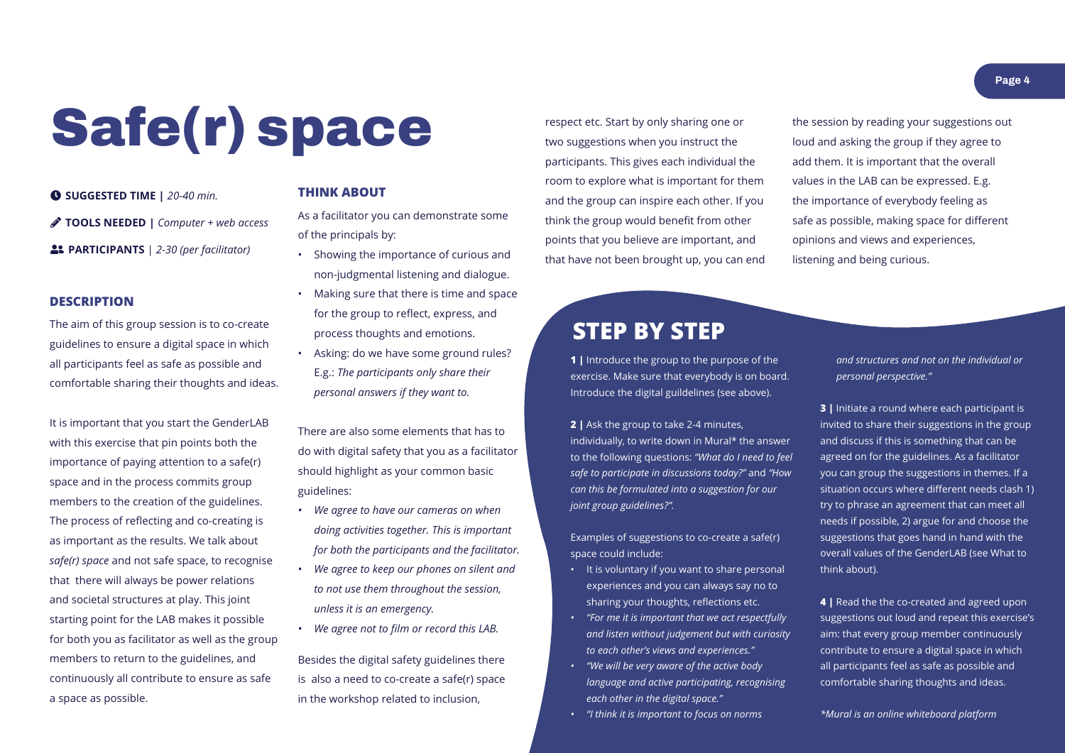# Safe(r) space

**SUGGESTED TIME |** *20-40 min.*

**TOOLS NEEDED |** *Computer + web access*

**PARTICIPANTS** | *2-30 (per facilitator)*

### DESCRIPTION

The aim of this group session is to co-create guidelines to ensure a digital space in which all participants feel as safe as possible and comfortable sharing their thoughts and ideas.

It is important that you start the GenderLAB with this exercise that pin points both the importance of paying attention to a safe(r) space and in the process commits group members to the creation of the guidelines. The process of reflecting and co-creating is as important as the results. We talk about *safe(r) space* and not safe space, to recognise that there will always be power relations and societal structures at play. This joint starting point for the LAB makes it possible for both you as facilitator as well as the group members to return to the guidelines, and continuously all contribute to ensure as safe a space as possible.

### THINK ABOUT

As a facilitator you can demonstrate some of the principals by:

- Showing the importance of curious and non-judgmental listening and dialogue.
- Making sure that there is time and space for the group to reflect, express, and process thoughts and emotions.
- Asking: do we have some ground rules? E.g.: *The participants only share their personal answers if they want to.*

There are also some elements that has to do with digital safety that you as a facilitator should highlight as your common basic guidelines:

- *We agree to have our cameras on when doing activities together. This is important for both the participants and the facilitator.*
- *We agree to keep our phones on silent and to not use them throughout the session, unless it is an emergency.*
- *We agree not to film or record this LAB.*

Besides the digital safety guidelines there is also a need to co-create a safe(r) space in the workshop related to inclusion, respect etc. Start by only sharing one or two suggestions when you instruct the participants. This gives each individual the room to explore what is important for them and the group can inspire each other. If you think the group would benefit from other points that you believe are important, and that have not been brought up, you can end the session by reading your suggestions out loud and asking the group if they agree to add them. It is important that the overall values in the LAB can be expressed. E.g. the importance of everybody feeling as safe as possible, making space for different opinions and views and experiences, listening and being curious.

## STEP BY STEP

**1 |** Introduce the group to the purpose of the exercise. Make sure that everybody is on board. Introduce the digital guildelines (see above).

**2 |** Ask the group to take 2-4 minutes, individually, to write down in Mural* the answer to the following questions: *"What do I need to feel safe to participate in discussions today?"* and *"How can this be formulated into a suggestion for our joint group guidelines?"*.

Examples of suggestions to co-create a safe(r) space could include:

- It is voluntary if you want to share personal experiences and you can always say no to sharing your thoughts, reflections etc.
- *"For me it is important that we act respectfully and listen without judgement but with curiosity to each other's views and experiences."*
- *"We will be very aware of the active body language and active participating, recognising each other in the digital space."*
- *"I think it is important to focus on norms and structures and not on the individual or personal perspective."*

**3 |** Initiate a round where each participant is invited to share their suggestions in the group and discuss if this is something that can be agreed on for the guidelines. As a facilitator you can group the suggestions in themes. If a situation occurs where different needs clash 1) try to phrase an agreement that can meet all needs if possible, 2) argue for and choose the suggestions that goes hand in hand with the overall values of the GenderLAB (see What to think about).

**4 |** Read the the co-created and agreed upon suggestions out loud and repeat this exercise's aim: that every group member continuously contribute to ensure a digital space in which all participants feel as safe as possible and comfortable sharing thoughts and ideas.

*\*Mural is an online whiteboard platform*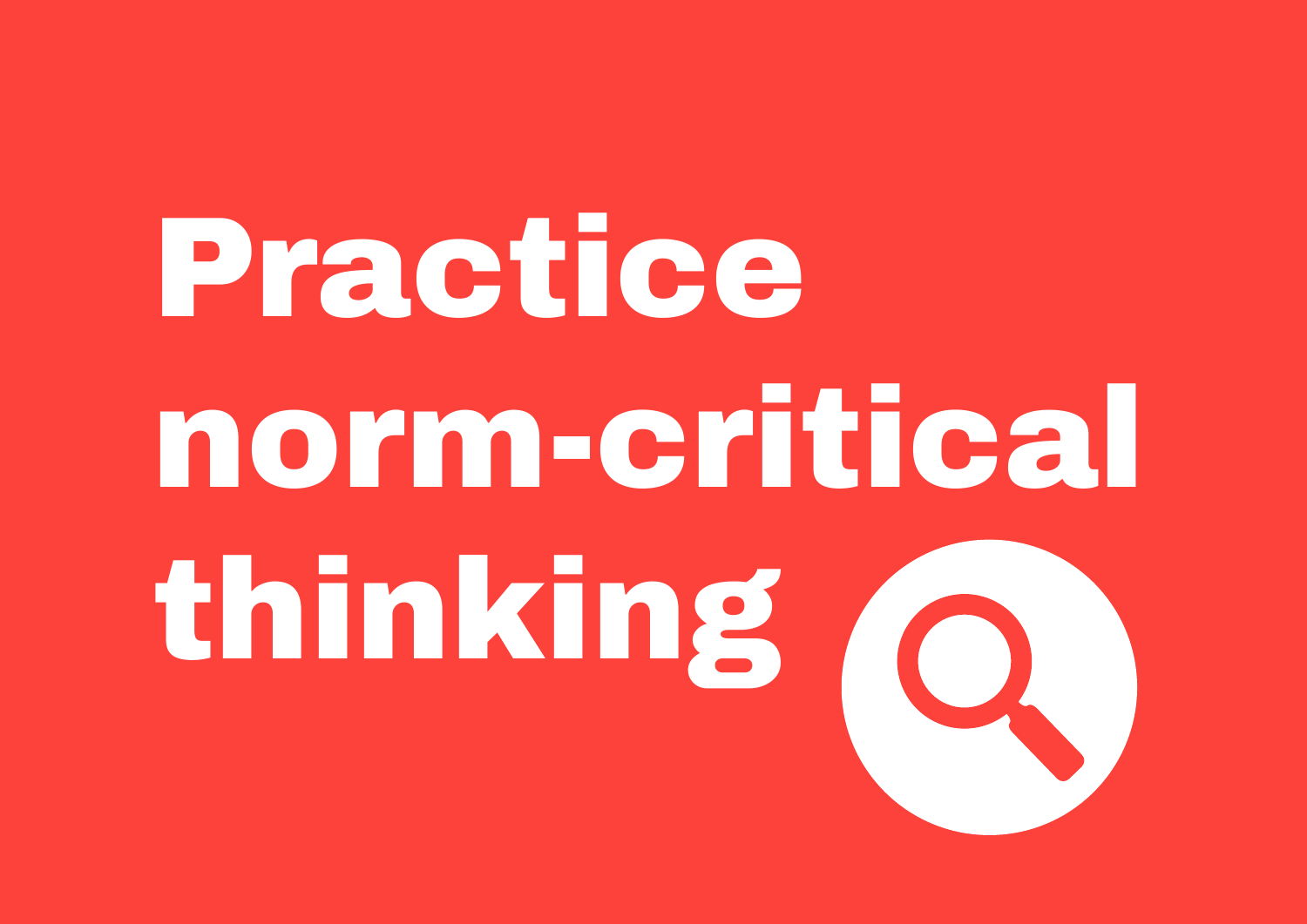# Practice norm-critical thinking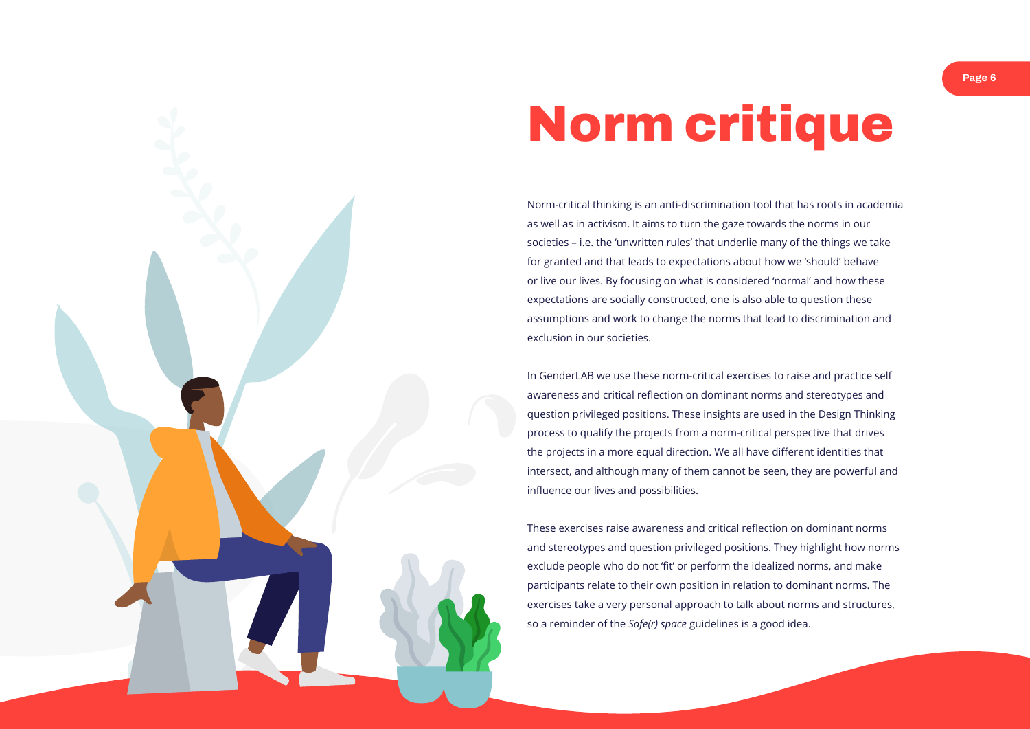# Norm critique

Norm-critical thinking is an anti-discrimination tool that has roots in academia as well as in activism. It aims to turn the gaze towards the norms in our societies – i.e. the 'unwritten rules' that underlie many of the things we take for granted and that leads to expectations about how we 'should' behave or live our lives. By focusing on what is considered 'normal' and how these expectations are socially constructed, one is also able to question these assumptions and work to change the norms that lead to discrimination and exclusion in our societies.

In GenderLAB we use these norm-critical exercises to raise and practice self awareness and critical reflection on dominant norms and stereotypes and question privileged positions. These insights are used in the Design Thinking process to qualify the projects from a norm-critical perspective that drives the projects in a more equal direction. We all have different identities that intersect, and although many of them cannot be seen, they are powerful and influence our lives and possibilities.

These exercises raise awareness and critical reflection on dominant norms and stereotypes and question privileged positions. They highlight how norms exclude people who do not 'fit' or perform the idealized norms, and make participants relate to their own position in relation to dominant norms. The exercises take a very personal approach to talk about norms and structures, so a reminder of the *Safe(r) space* guidelines is a good idea.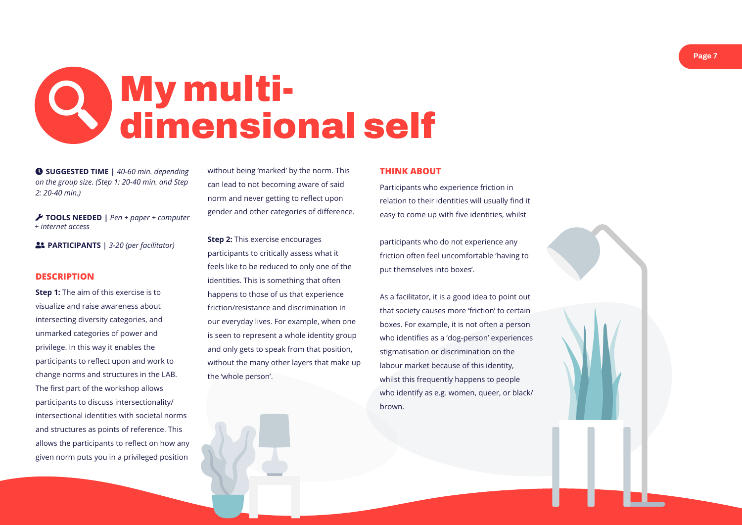# My multi-dimensional self

**SUGGESTED TIME |** *40-60 min. depending on the group size. (Step 1: 20-40 min. and Step 2: 20-40 min.)*

**TOOLS NEEDED |** *Pen + paper + computer + internet access*

**PARTICIPANTS** | *3-20 (per facilitator)*

## DESCRIPTION

**Step 1:** The aim of this exercise is to visualize and raise awareness about intersecting diversity categories, and unmarked categories of power and privilege. In this way it enables the participants to reflect upon and work to change norms and structures in the LAB. The first part of the workshop allows participants to discuss intersectionality/ intersectional identities with societal norms and structures as points of reference. This allows the participants to reflect on how any given norm puts you in a privileged position without being 'marked' by the norm. This can lead to not becoming aware of said norm and never getting to reflect upon gender and other categories of difference.

**Step 2:** This exercise encourages participants to critically assess what it feels like to be reduced to only one of the identities. This is something that often happens to those of us that experience friction/resistance and discrimination in our everyday lives. For example, when one is seen to represent a whole identity group and only gets to speak from that position, without the many other layers that make up the 'whole person'.

## THINK ABOUT

Participants who experience friction in relation to their identities will usually find it easy to come up with five identities, whilst

participants who do not experience any friction often feel uncomfortable 'having to put themselves into boxes'.

As a facilitator, it is a good idea to point out that society causes more 'friction' to certain boxes. For example, it is not often a person who identifies as a 'dog-person' experiences stigmatisation or discrimination on the labour market because of this identity, whilst this frequently happens to people who identify as e.g. women, queer, or black/ brown.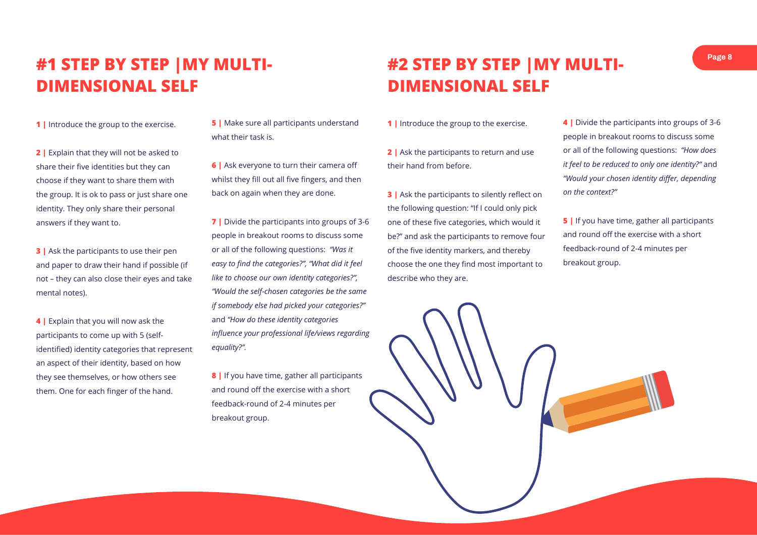## #1 STEP BY STEP |MY MULTI-DIMENSIONAL SELF

**1 |** Introduce the group to the exercise.

**2 |** Explain that they will not be asked to share their five identities but they can choose if they want to share them with the group. It is ok to pass or just share one identity. They only share their personal answers if they want to.

**3 |** Ask the participants to use their pen and paper to draw their hand if possible (if not – they can also close their eyes and take mental notes).

**4 |** Explain that you will now ask the participants to come up with 5 (self-identified) identity categories that represent an aspect of their identity, based on how they see themselves, or how others see them. One for each finger of the hand.

**5 |** Make sure all participants understand what their task is.

**6 |** Ask everyone to turn their camera off whilst they fill out all five fingers, and then back on again when they are done.

**7 |** Divide the participants into groups of 3-6 people in breakout rooms to discuss some or all of the following questions: *"Was it easy to find the categories?", "What did it feel like to choose our own identity categories?", "Would the self-chosen categories be the same if somebody else had picked your categories?"* and *"How do these identity categories influence your professional life/views regarding equality?".*

**8 |** If you have time, gather all participants and round off the exercise with a short feedback-round of 2-4 minutes per breakout group.

## #2 STEP BY STEP |MY MULTI-DIMENSIONAL SELF

**1 |** Introduce the group to the exercise.

**2 |** Ask the participants to return and use their hand from before.

**3 |** Ask the participants to silently reflect on the following question: "If I could only pick one of these five categories, which would it be?" and ask the participants to remove four of the five identity markers, and thereby choose the one they find most important to describe who they are.

**4 |** Divide the participants into groups of 3-6 people in breakout rooms to discuss some or all of the following questions: *"How does it feel to be reduced to only one identity?"* and *"Would your chosen identity differ, depending on the context?"*

**5 |** If you have time, gather all participants and round off the exercise with a short feedback-round of 2-4 minutes per breakout group.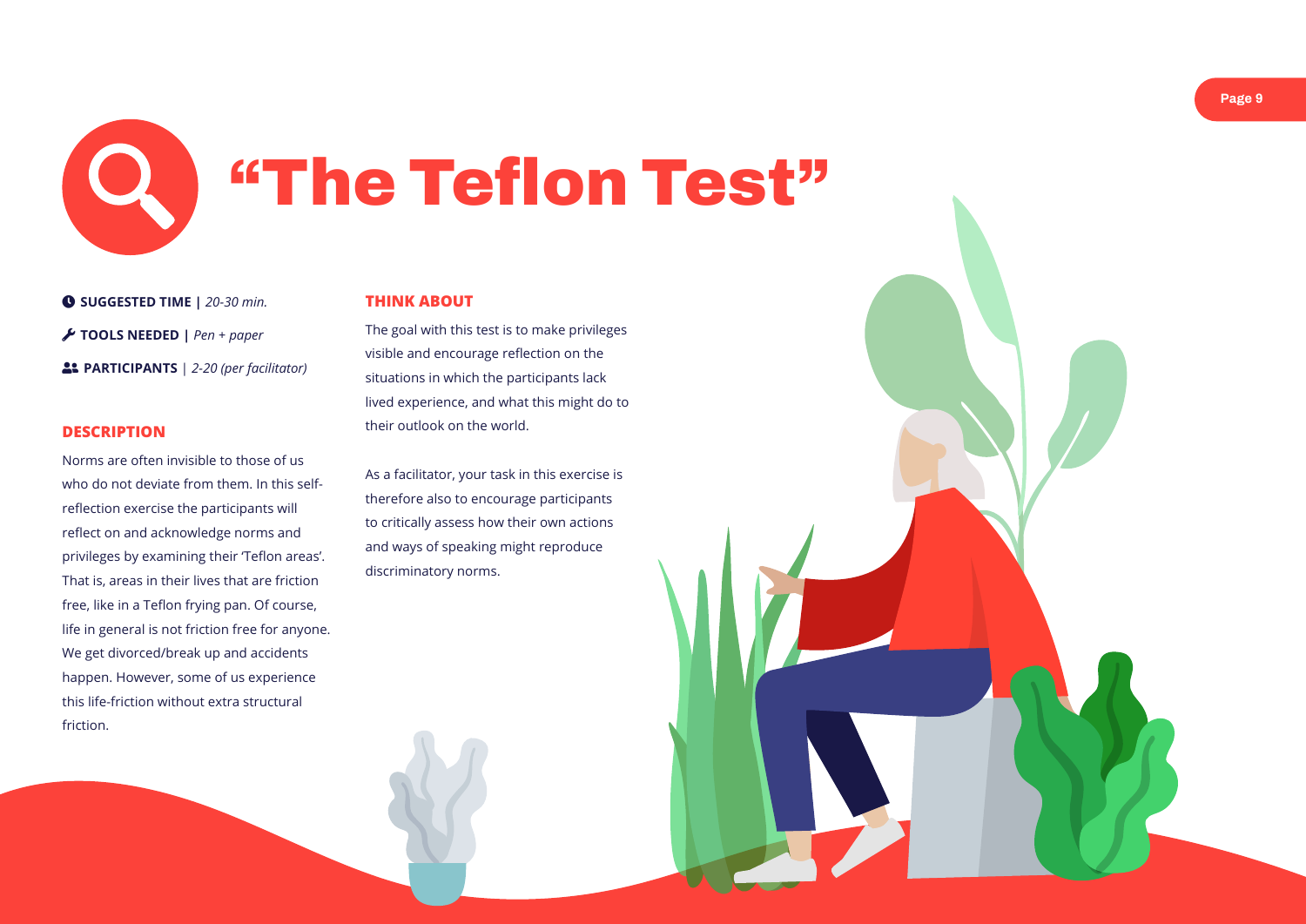# "The Teflon Test"

**SUGGESTED TIME |** *20-30 min.*

**TOOLS NEEDED |** *Pen + paper*

**PARTICIPANTS** | *2-20 (per facilitator)*

## DESCRIPTION

Norms are often invisible to those of us who do not deviate from them. In this self-reflection exercise the participants will reflect on and acknowledge norms and privileges by examining their 'Teflon areas'. That is, areas in their lives that are friction free, like in a Teflon frying pan. Of course, life in general is not friction free for anyone. We get divorced/break up and accidents happen. However, some of us experience this life-friction without extra structural friction.

## THINK ABOUT

The goal with this test is to make privileges visible and encourage reflection on the situations in which the participants lack lived experience, and what this might do to their outlook on the world.

As a facilitator, your task in this exercise is therefore also to encourage participants to critically assess how their own actions and ways of speaking might reproduce discriminatory norms.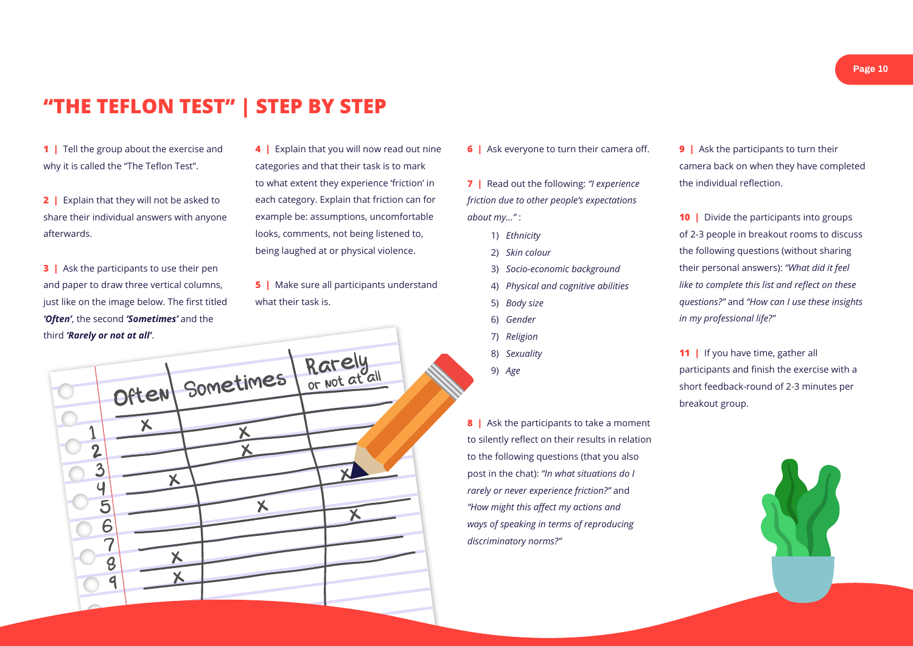# "THE TEFLON TEST" | STEP BY STEP

**1 |** Tell the group about the exercise and why it is called the "The Teflon Test".

**2 |** Explain that they will not be asked to share their individual answers with anyone afterwards.

**3 |** Ask the participants to use their pen and paper to draw three vertical columns, just like on the image below. The first titled ***'Often'***, the second ***'Sometimes'*** and the third ***'Rarely or not at all'***.

**4 |** Explain that you will now read out nine categories and that their task is to mark to what extent they experience 'friction' in each category. Explain that friction can for example be: assumptions, uncomfortable looks, comments, not being listened to, being laughed at or physical violence.

**5 |** Make sure all participants understand what their task is.

**6 |** Ask everyone to turn their camera off.

**7 |** Read out the following: *"I experience friction due to other people's expectations about my..."* :

1) *Ethnicity*
2) *Skin colour*
3) *Socio-economic background*
4) *Physical and cognitive abilities*
5) *Body size*
6) *Gender*
7) *Religion*
8) *Sexuality*
9) *Age*

**8 |** Ask the participants to take a moment to silently reflect on their results in relation to the following questions (that you also post in the chat): *"In what situations do I rarely or never experience friction?"* and *"How might this affect my actions and ways of speaking in terms of reproducing discriminatory norms?"*

**9 |** Ask the participants to turn their camera back on when they have completed the individual reflection.

**10 |** Divide the participants into groups of 2-3 people in breakout rooms to discuss the following questions (without sharing their personal answers): *"What did it feel like to complete this list and reflect on these questions?"* and *"How can I use these insights in my professional life?"*

**11 |** If you have time, gather all participants and finish the exercise with a short feedback-round of 2-3 minutes per breakout group.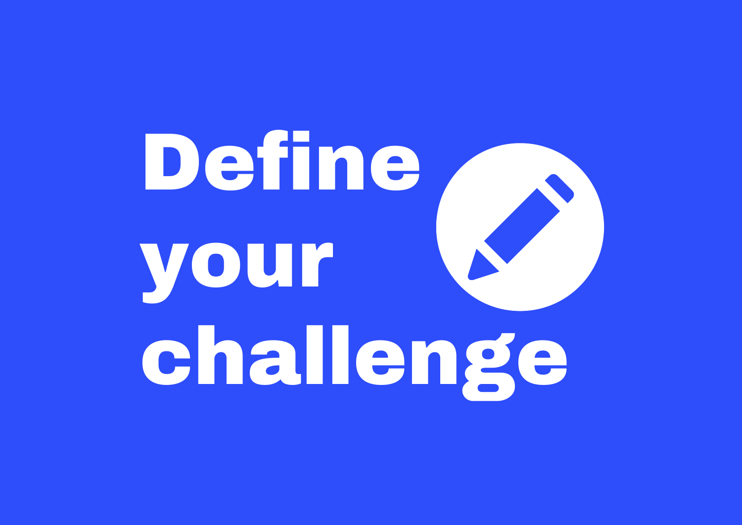# Define your challenge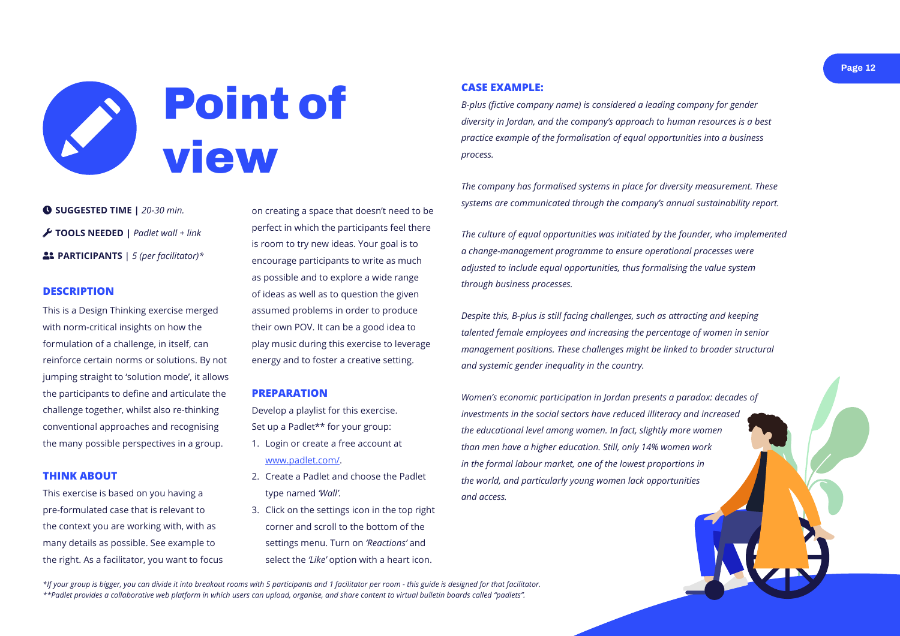# Point of view

**SUGGESTED TIME |** *20-30 min.*

**TOOLS NEEDED |** *Padlet wall + link*

**PARTICIPANTS** | *5 (per facilitator)\**

## DESCRIPTION

This is a Design Thinking exercise merged with norm-critical insights on how the formulation of a challenge, in itself, can reinforce certain norms or solutions. By not jumping straight to 'solution mode', it allows the participants to define and articulate the challenge together, whilst also re-thinking conventional approaches and recognising the many possible perspectives in a group.

## THINK ABOUT

This exercise is based on you having a pre-formulated case that is relevant to the context you are working with, with as many details as possible. See example to the right. As a facilitator, you want to focus on creating a space that doesn't need to be perfect in which the participants feel there is room to try new ideas. Your goal is to encourage participants to write as much as possible and to explore a wide range of ideas as well as to question the given assumed problems in order to produce their own POV. It can be a good idea to play music during this exercise to leverage energy and to foster a creative setting.

## PREPARATION

Develop a playlist for this exercise.
Set up a Padlet** for your group:

1. Login or create a free account at www.padlet.com/.
2. Create a Padlet and choose the Padlet type named *'Wall'.*
3. Click on the settings icon in the top right corner and scroll to the bottom of the settings menu. Turn on *'Reactions'* and select the *'Like'* option with a heart icon.

## CASE EXAMPLE:

*B-plus (fictive company name) is considered a leading company for gender diversity in Jordan, and the company's approach to human resources is a best practice example of the formalisation of equal opportunities into a business process.*

*The company has formalised systems in place for diversity measurement. These systems are communicated through the company's annual sustainability report.*

*The culture of equal opportunities was initiated by the founder, who implemented a change-management programme to ensure operational processes were adjusted to include equal opportunities, thus formalising the value system through business processes.*

*Despite this, B-plus is still facing challenges, such as attracting and keeping talented female employees and increasing the percentage of women in senior management positions. These challenges might be linked to broader structural and systemic gender inequality in the country.*

*Women's economic participation in Jordan presents a paradox: decades of investments in the social sectors have reduced illiteracy and increased the educational level among women. In fact, slightly more women than men have a higher education. Still, only 14% women work in the formal labour market, one of the lowest proportions in the world, and particularly young women lack opportunities and access.*

*\*If your group is bigger, you can divide it into breakout rooms with 5 participants and 1 facilitator per room - this guide is designed for that facilitator.*
*\*\*Padlet provides a collaborative web platform in which users can upload, organise, and share content to virtual bulletin boards called "padlets".*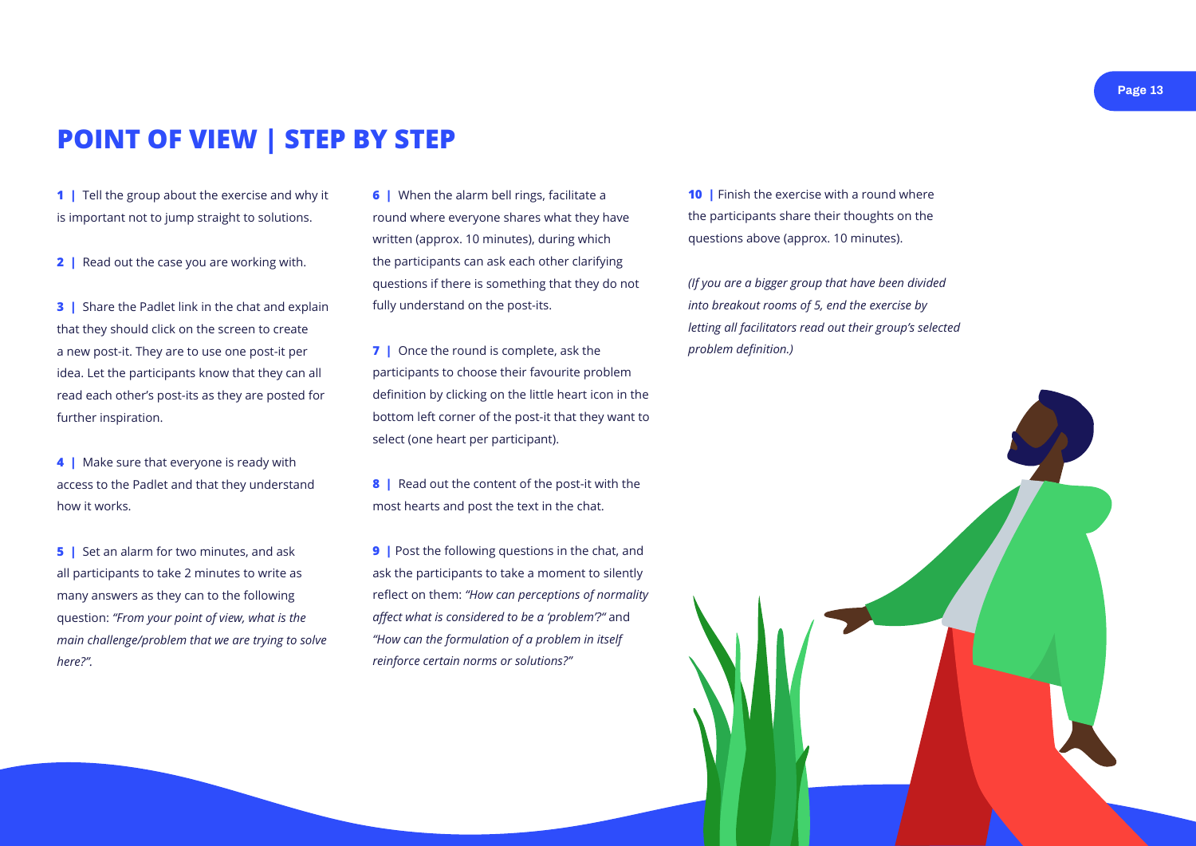# POINT OF VIEW | STEP BY STEP

**1 |** Tell the group about the exercise and why it is important not to jump straight to solutions.

**2 |** Read out the case you are working with.

**3 |** Share the Padlet link in the chat and explain that they should click on the screen to create a new post-it. They are to use one post-it per idea. Let the participants know that they can all read each other's post-its as they are posted for further inspiration.

**4 |** Make sure that everyone is ready with access to the Padlet and that they understand how it works.

**5 |** Set an alarm for two minutes, and ask all participants to take 2 minutes to write as many answers as they can to the following question: *"From your point of view, what is the main challenge/problem that we are trying to solve here?".*

**6 |** When the alarm bell rings, facilitate a round where everyone shares what they have written (approx. 10 minutes), during which the participants can ask each other clarifying questions if there is something that they do not fully understand on the post-its.

**7 |** Once the round is complete, ask the participants to choose their favourite problem definition by clicking on the little heart icon in the bottom left corner of the post-it that they want to select (one heart per participant).

**8 |** Read out the content of the post-it with the most hearts and post the text in the chat.

**9 |** Post the following questions in the chat, and ask the participants to take a moment to silently reflect on them: *"How can perceptions of normality affect what is considered to be a 'problem'?"* and *"How can the formulation of a problem in itself reinforce certain norms or solutions?"*

**10 |** Finish the exercise with a round where the participants share their thoughts on the questions above (approx. 10 minutes).

*(If you are a bigger group that have been divided into breakout rooms of 5, end the exercise by letting all facilitators read out their group's selected problem definition.)*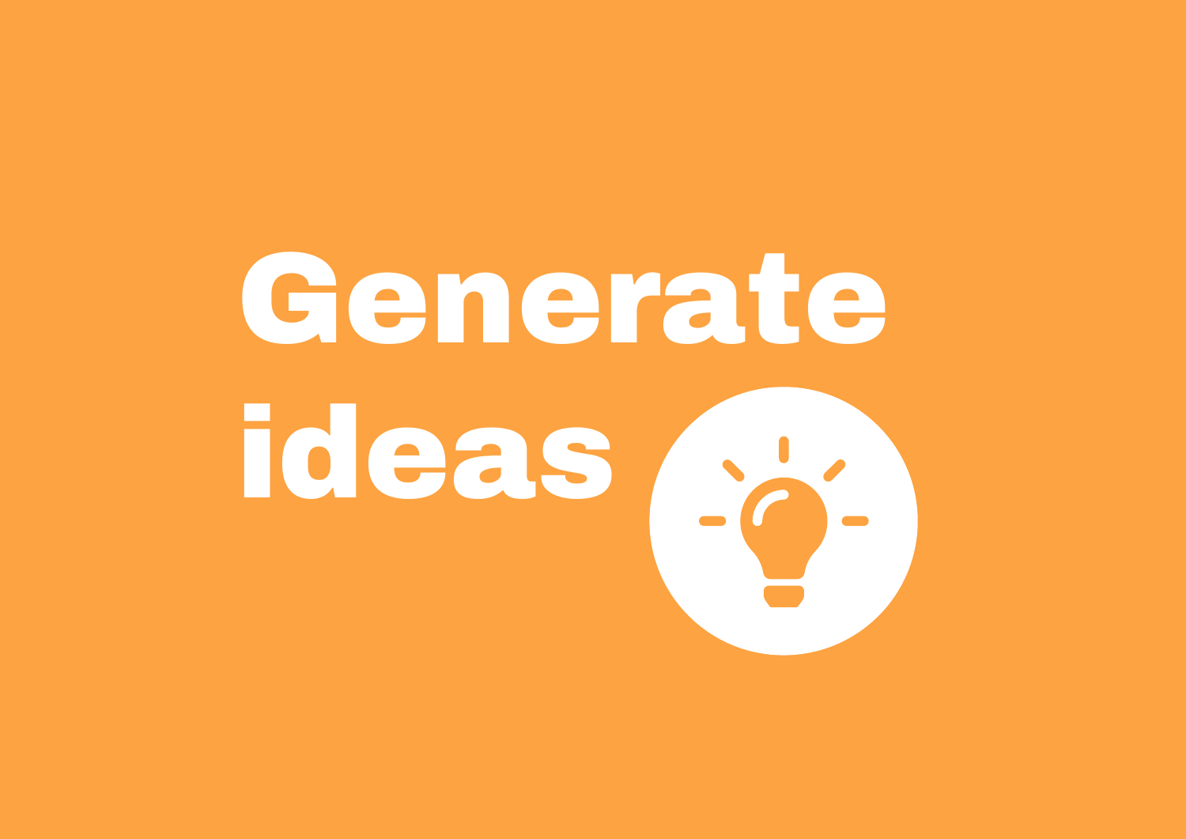# Generate ideas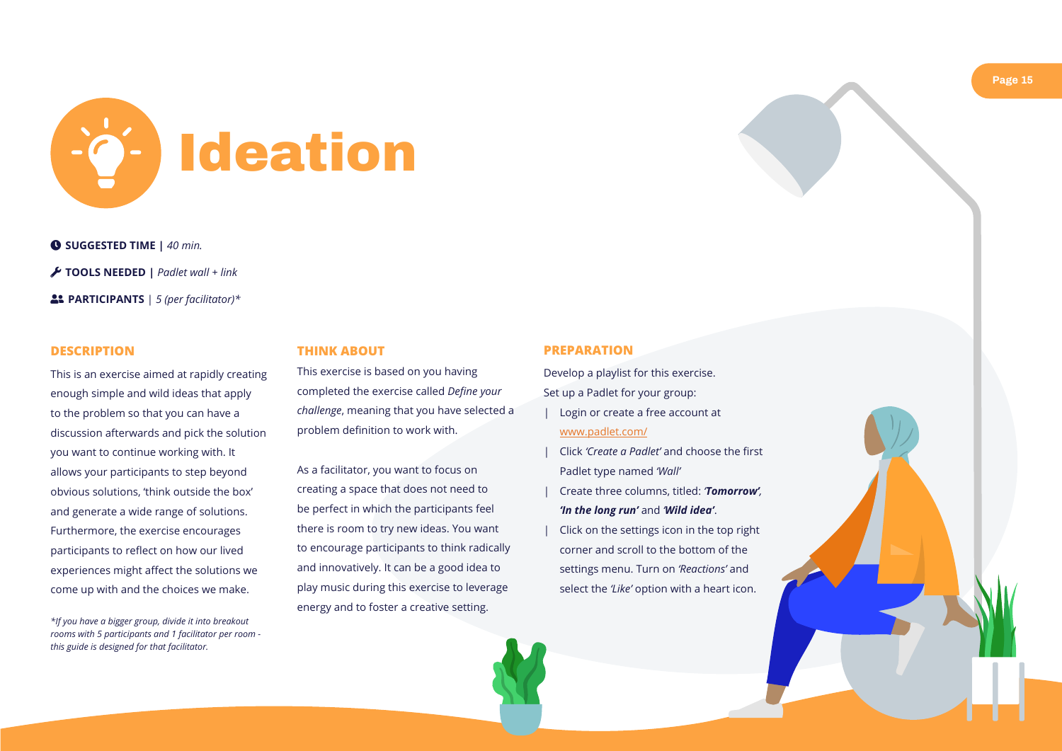# Ideation

**SUGGESTED TIME |** *40 min.*

**TOOLS NEEDED |** *Padlet wall + link*

**PARTICIPANTS** | *5 (per facilitator)**

## DESCRIPTION

This is an exercise aimed at rapidly creating enough simple and wild ideas that apply to the problem so that you can have a discussion afterwards and pick the solution you want to continue working with. It allows your participants to step beyond obvious solutions, 'think outside the box' and generate a wide range of solutions. Furthermore, the exercise encourages participants to reflect on how our lived experiences might affect the solutions we come up with and the choices we make.

**If you have a bigger group, divide it into breakout rooms with 5 participants and 1 facilitator per room - this guide is designed for that facilitator.*

## THINK ABOUT

This exercise is based on you having completed the exercise called *Define your challenge*, meaning that you have selected a problem definition to work with.

As a facilitator, you want to focus on creating a space that does not need to be perfect in which the participants feel there is room to try new ideas. You want to encourage participants to think radically and innovatively. It can be a good idea to play music during this exercise to leverage energy and to foster a creative setting.

## PREPARATION

Develop a playlist for this exercise.

Set up a Padlet for your group:

- Login or create a free account at www.padlet.com/
- Click *'Create a Padlet'* and choose the first Padlet type named *'Wall'*
- Create three columns, titled: ***'Tomorrow'***, ***'In the long run'*** and ***'Wild idea'***.
- Click on the settings icon in the top right corner and scroll to the bottom of the settings menu. Turn on *'Reactions'* and select the *'Like'* option with a heart icon.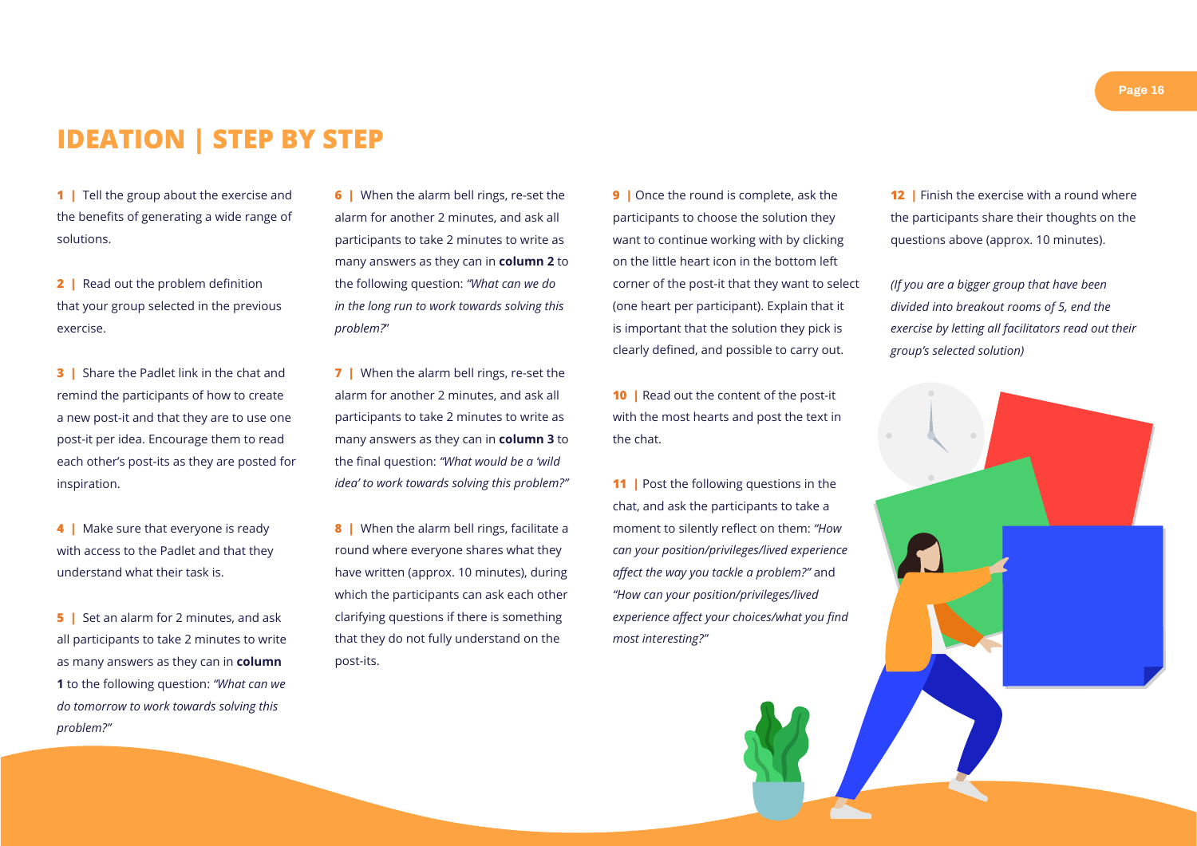# IDEATION | STEP BY STEP

**1 |** Tell the group about the exercise and the benefits of generating a wide range of solutions.

**2 |** Read out the problem definition that your group selected in the previous exercise.

**3 |** Share the Padlet link in the chat and remind the participants of how to create a new post-it and that they are to use one post-it per idea. Encourage them to read each other's post-its as they are posted for inspiration.

**4 |** Make sure that everyone is ready with access to the Padlet and that they understand what their task is.

**5 |** Set an alarm for 2 minutes, and ask all participants to take 2 minutes to write as many answers as they can in **column 1** to the following question: *"What can we do tomorrow to work towards solving this problem?"*

**6 |** When the alarm bell rings, re-set the alarm for another 2 minutes, and ask all participants to take 2 minutes to write as many answers as they can in **column 2** to the following question: *"What can we do in the long run to work towards solving this problem?"*

**7 |** When the alarm bell rings, re-set the alarm for another 2 minutes, and ask all participants to take 2 minutes to write as many answers as they can in **column 3** to the final question: *"What would be a 'wild idea' to work towards solving this problem?"*

**8 |** When the alarm bell rings, facilitate a round where everyone shares what they have written (approx. 10 minutes), during which the participants can ask each other clarifying questions if there is something that they do not fully understand on the post-its.

**9 |** Once the round is complete, ask the participants to choose the solution they want to continue working with by clicking on the little heart icon in the bottom left corner of the post-it that they want to select (one heart per participant). Explain that it is important that the solution they pick is clearly defined, and possible to carry out.

**10 |** Read out the content of the post-it with the most hearts and post the text in the chat.

**11 |** Post the following questions in the chat, and ask the participants to take a moment to silently reflect on them: *"How can your position/privileges/lived experience affect the way you tackle a problem?"* and *"How can your position/privileges/lived experience affect your choices/what you find most interesting?"*

**12 |** Finish the exercise with a round where the participants share their thoughts on the questions above (approx. 10 minutes).

*(If you are a bigger group that have been divided into breakout rooms of 5, end the exercise by letting all facilitators read out their group's selected solution)*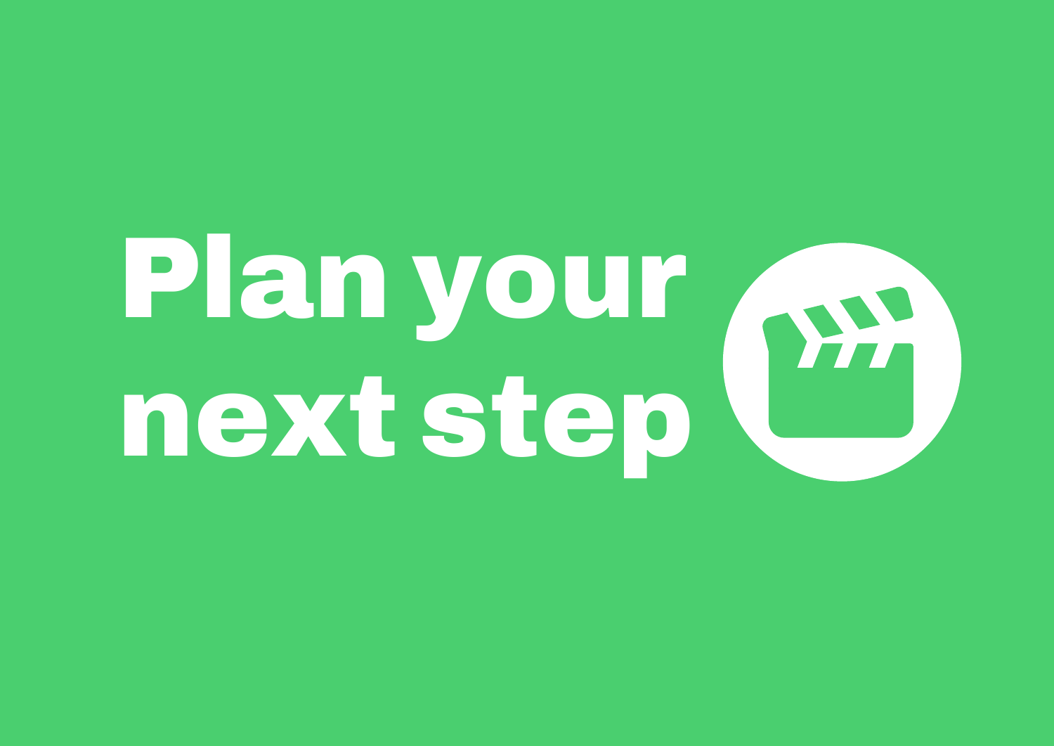# Plan your next step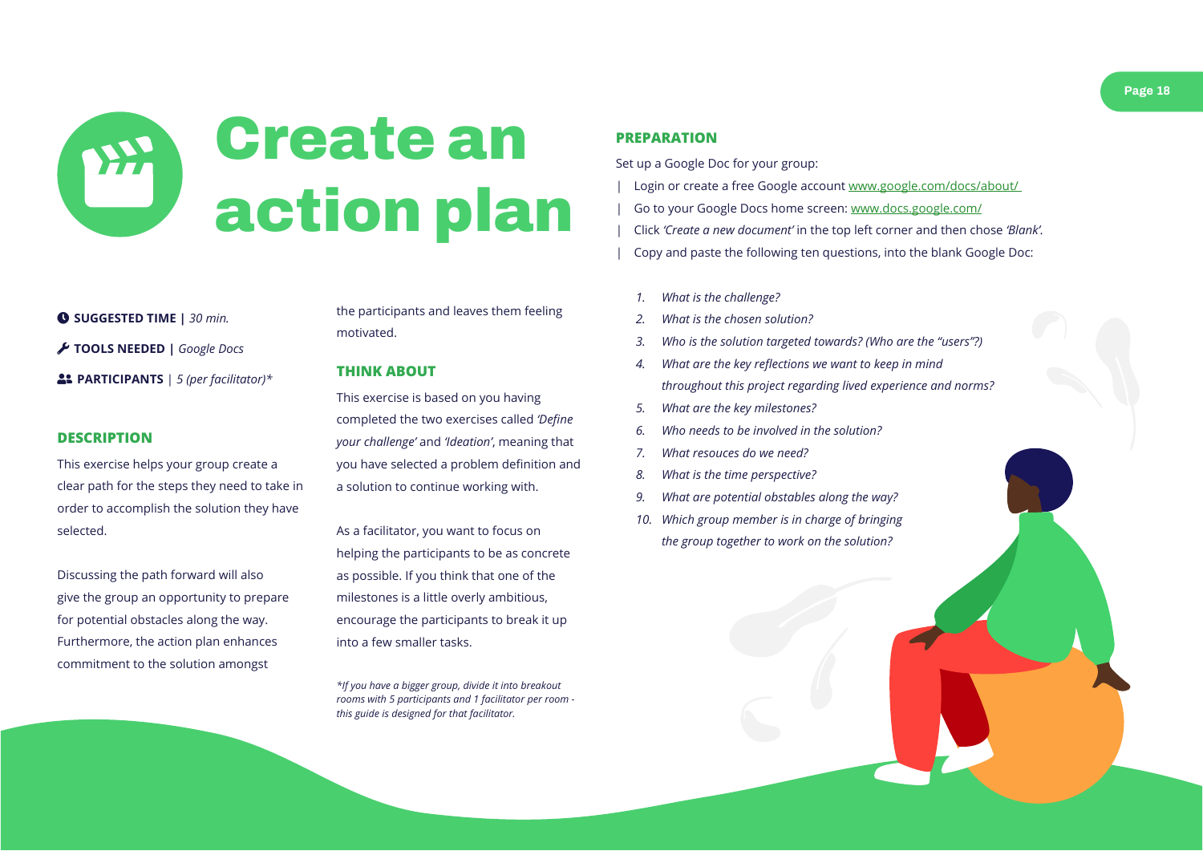# Create an action plan

**SUGGESTED TIME |** *30 min.*

**TOOLS NEEDED |** *Google Docs*

**PARTICIPANTS** | *5 (per facilitator)\**

## DESCRIPTION

This exercise helps your group create a clear path for the steps they need to take in order to accomplish the solution they have selected.

Discussing the path forward will also give the group an opportunity to prepare for potential obstacles along the way. Furthermore, the action plan enhances commitment to the solution amongst the participants and leaves them feeling motivated.

## THINK ABOUT

This exercise is based on you having completed the two exercises called *'Define your challenge'* and *'Ideation'*, meaning that you have selected a problem definition and a solution to continue working with.

As a facilitator, you want to focus on helping the participants to be as concrete as possible. If you think that one of the milestones is a little overly ambitious, encourage the participants to break it up into a few smaller tasks.

*\*If you have a bigger group, divide it into breakout rooms with 5 participants and 1 facilitator per room - this guide is designed for that facilitator.*

## PREPARATION

Set up a Google Doc for your group:

- Login or create a free Google account [www.google.com/docs/about/](http://www.google.com/docs/about/)
- Go to your Google Docs home screen: [www.docs.google.com/](http://www.docs.google.com/)
- Click *'Create a new document'* in the top left corner and then chose *'Blank'*.
- Copy and paste the following ten questions, into the blank Google Doc:

1. *What is the challenge?*
2. *What is the chosen solution?*
3. *Who is the solution targeted towards? (Who are the "users"?)*
4. *What are the key reflections we want to keep in mind throughout this project regarding lived experience and norms?*
5. *What are the key milestones?*
6. *Who needs to be involved in the solution?*
7. *What resouces do we need?*
8. *What is the time perspective?*
9. *What are potential obstacles along the way?*
10. *Which group member is in charge of bringing the group together to work on the solution?*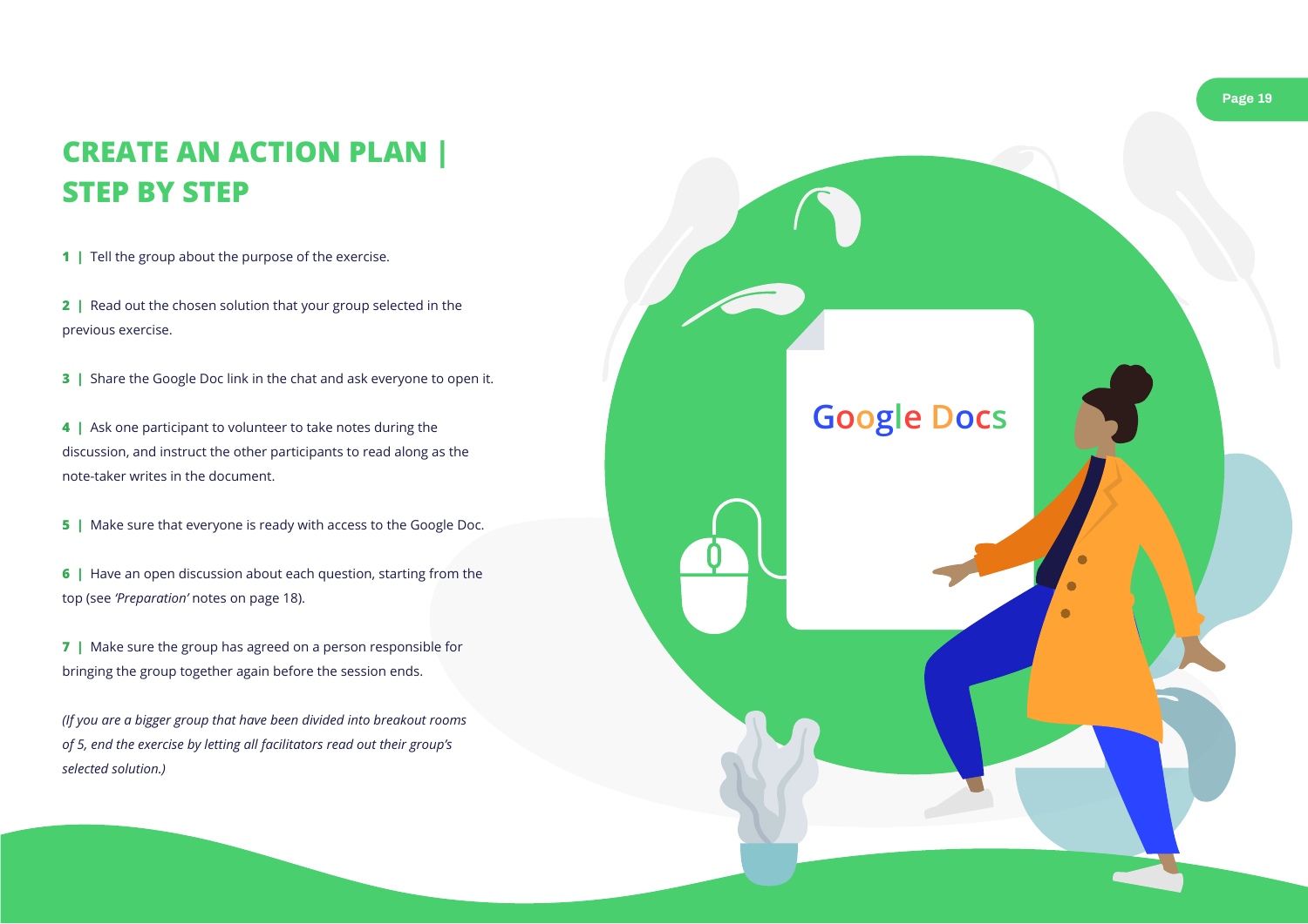# CREATE AN ACTION PLAN | STEP BY STEP

**1 |** Tell the group about the purpose of the exercise.

**2 |** Read out the chosen solution that your group selected in the previous exercise.

**3 |** Share the Google Doc link in the chat and ask everyone to open it.

**4 |** Ask one participant to volunteer to take notes during the discussion, and instruct the other participants to read along as the note-taker writes in the document.

**5 |** Make sure that everyone is ready with access to the Google Doc.

**6 |** Have an open discussion about each question, starting from the top (see *'Preparation'* notes on page 18).

**7 |** Make sure the group has agreed on a person responsible for bringing the group together again before the session ends.

*(If you are a bigger group that have been divided into breakout rooms of 5, end the exercise by letting all facilitators read out their group's selected solution.)*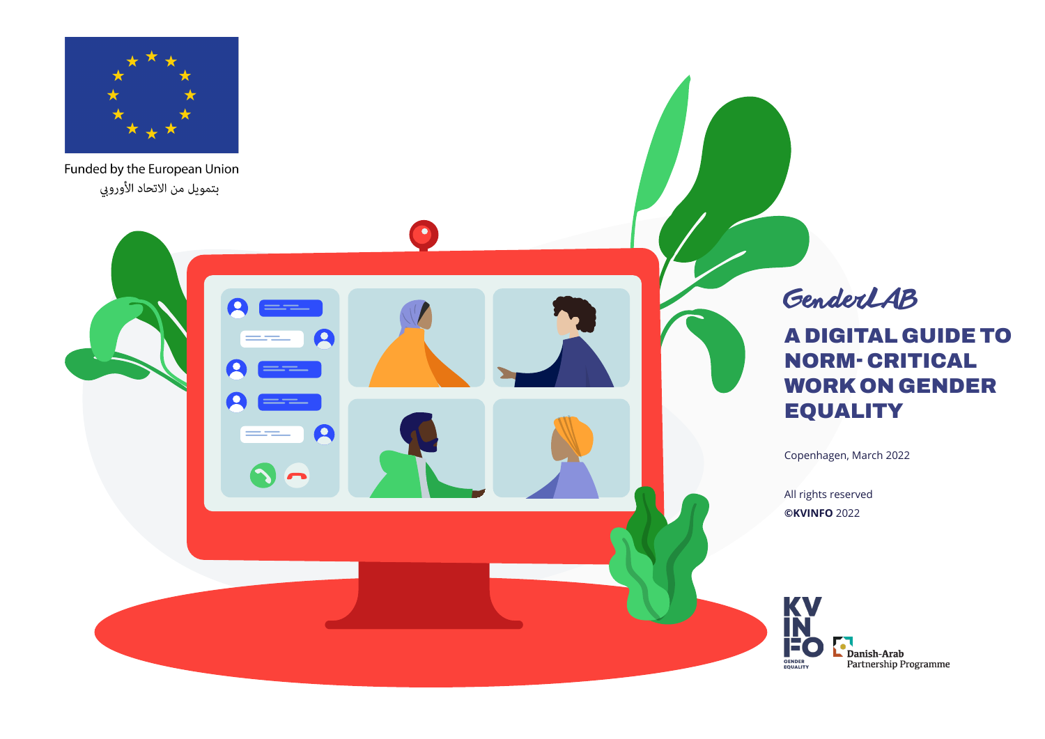Funded by the European Union

بتمويل من الاتحاد الأوروبي

GenderLAB

# A DIGITAL GUIDE TO NORM- CRITICAL WORK ON GENDER EQUALITY

Copenhagen, March 2022

All rights reserved

**©KVINFO** 2022

KV IN FO GENDER EQUALITY

Danish-Arab Partnership Programme